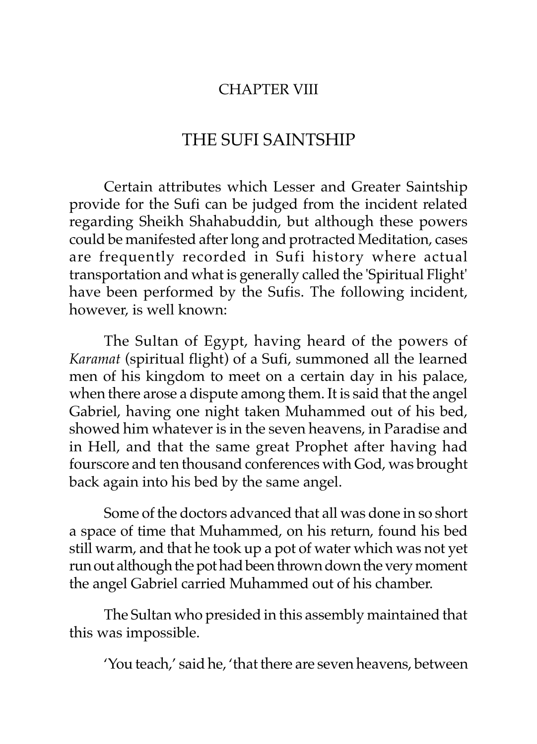# CHAPTER VIII

## THE SUFI SAINTSHIP

Certain attributes which Lesser and Greater Saintship provide for the Sufi can be judged from the incident related regarding Sheikh Shahabuddin, but although these powers could be manifested after long and protracted Meditation, cases are frequently recorded in Sufi history where actual transportation and what is generally called the 'Spiritual Flight' have been performed by the Sufis. The following incident, however, is well known:

The Sultan of Egypt, having heard of the powers of *Karamat* (spiritual flight) of a Sufi, summoned all the learned men of his kingdom to meet on a certain day in his palace, when there arose a dispute among them. It is said that the angel Gabriel, having one night taken Muhammed out of his bed, showed him whatever is in the seven heavens, in Paradise and in Hell, and that the same great Prophet after having had fourscore and ten thousand conferences with God, was brought back again into his bed by the same angel.

Some of the doctors advanced that all was done in so short a space of time that Muhammed, on his return, found his bed still warm, and that he took up a pot of water which was not yet run out although the pot had been thrown down the very moment the angel Gabriel carried Muhammed out of his chamber.

The Sultan who presided in this assembly maintained that this was impossible.

'You teach,' said he, 'that there are seven heavens, between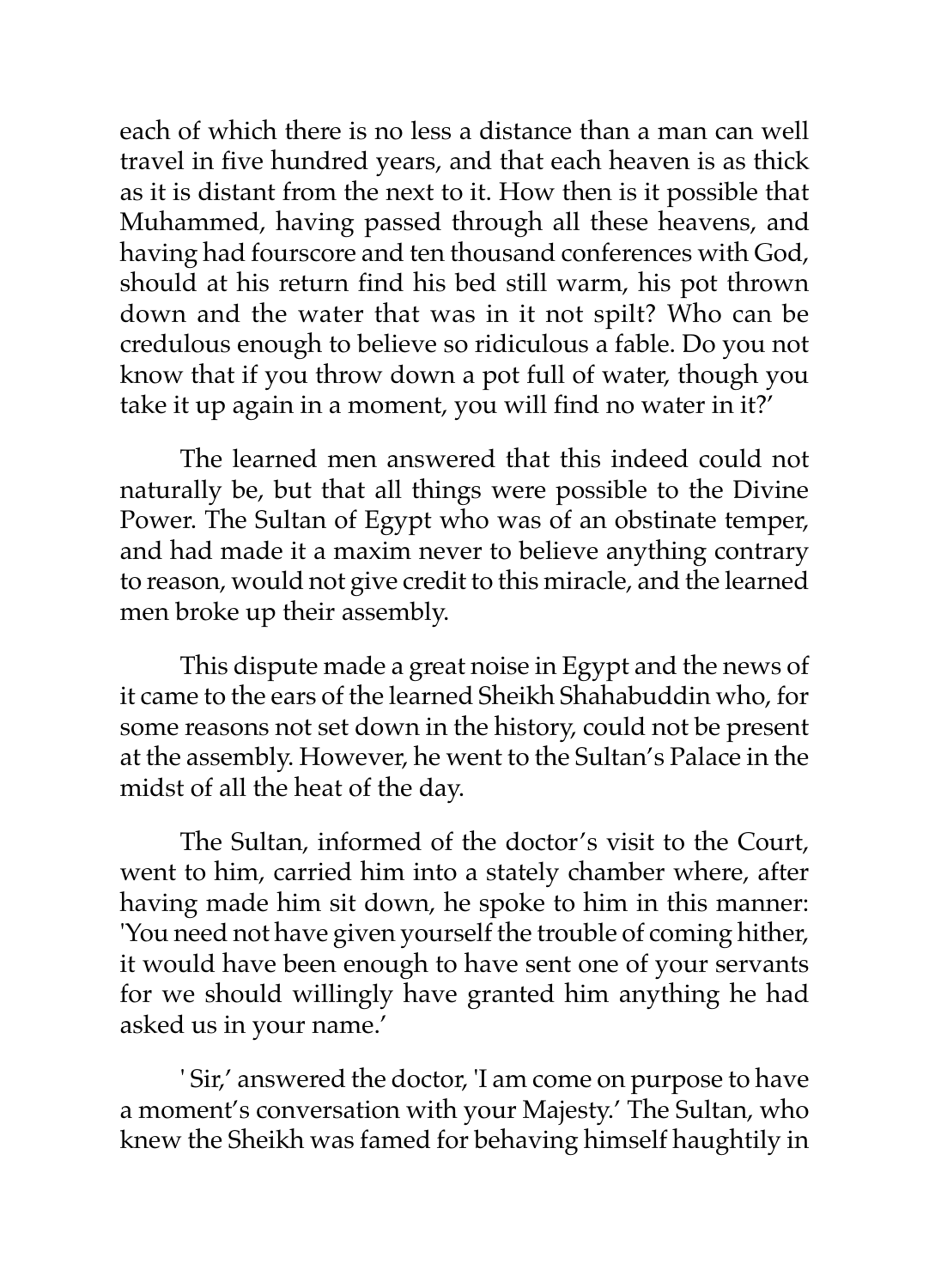each of which there is no less a distance than a man can well travel in five hundred years, and that each heaven is as thick as it is distant from the next to it. How then is it possible that Muhammed, having passed through all these heavens, and having had fourscore and ten thousand conferences with God, should at his return find his bed still warm, his pot thrown down and the water that was in it not spilt? Who can be credulous enough to believe so ridiculous a fable. Do you not know that if you throw down a pot full of water, though you take it up again in a moment, you will find no water in it?'

The learned men answered that this indeed could not naturally be, but that all things were possible to the Divine Power. The Sultan of Egypt who was of an obstinate temper, and had made it a maxim never to believe anything contrary to reason, would not give credit to this miracle, and the learned men broke up their assembly.

This dispute made a great noise in Egypt and the news of it came to the ears of the learned Sheikh Shahabuddin who, for some reasons not set down in the history, could not be present at the assembly. However, he went to the Sultan's Palace in the midst of all the heat of the day.

The Sultan, informed of the doctor's visit to the Court, went to him, carried him into a stately chamber where, after having made him sit down, he spoke to him in this manner: 'You need not have given yourself the trouble of coming hither, it would have been enough to have sent one of your servants for we should willingly have granted him anything he had asked us in your name.'

' Sir,' answered the doctor, 'I am come on purpose to have a moment's conversation with your Majesty.' The Sultan, who knew the Sheikh was famed for behaving himself haughtily in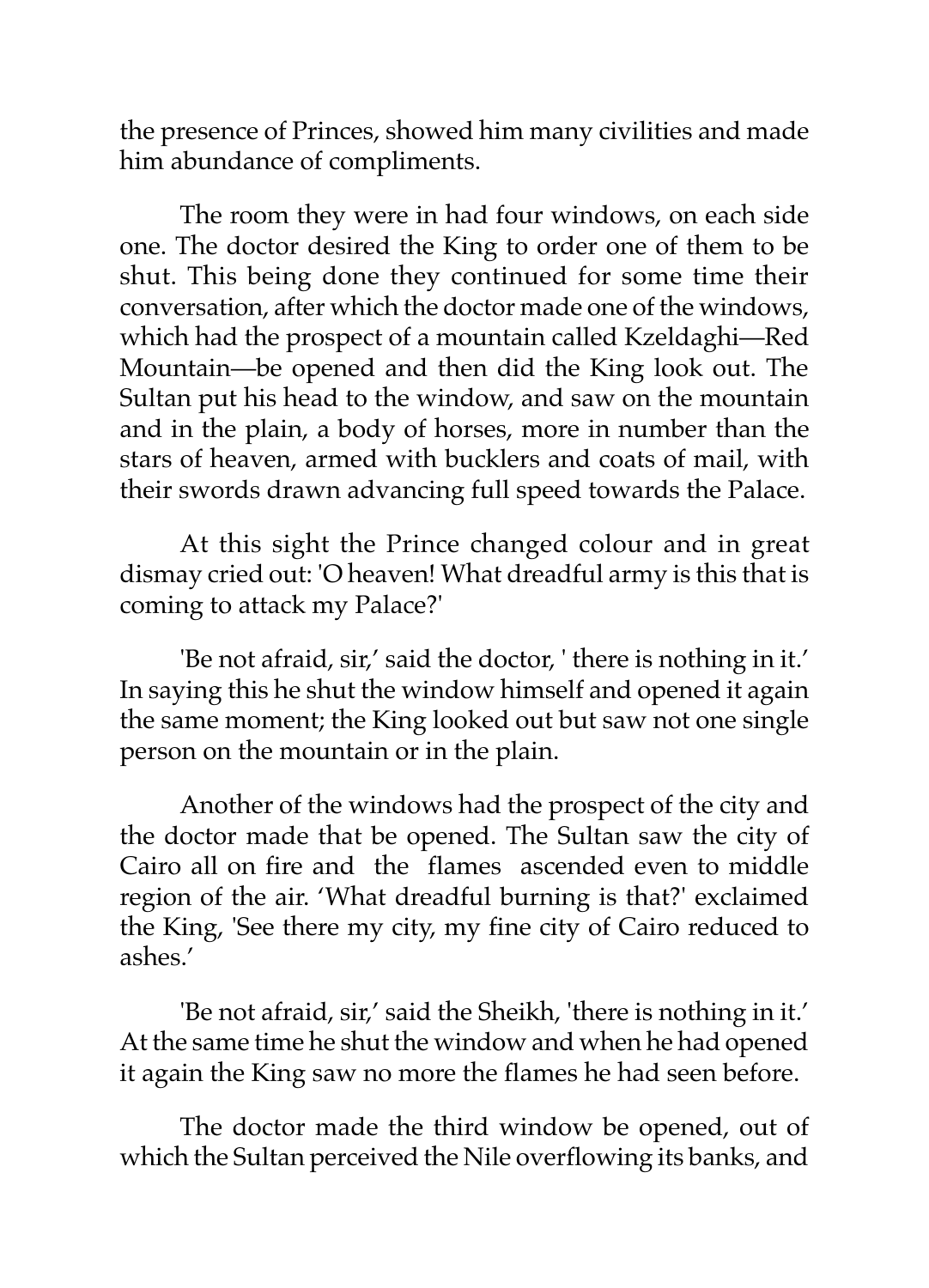the presence of Princes, showed him many civilities and made him abundance of compliments.

The room they were in had four windows, on each side one. The doctor desired the King to order one of them to be shut. This being done they continued for some time their conversation, after which the doctor made one of the windows, which had the prospect of a mountain called Kzeldaghi—Red Mountain—be opened and then did the King look out. The Sultan put his head to the window, and saw on the mountain and in the plain, a body of horses, more in number than the stars of heaven, armed with bucklers and coats of mail, with their swords drawn advancing full speed towards the Palace.

At this sight the Prince changed colour and in great dismay cried out: 'O heaven! What dreadful army is this that is coming to attack my Palace?'

'Be not afraid, sir,' said the doctor, ' there is nothing in it.' In saying this he shut the window himself and opened it again the same moment; the King looked out but saw not one single person on the mountain or in the plain.

Another of the windows had the prospect of the city and the doctor made that be opened. The Sultan saw the city of Cairo all on fire and the flames ascended even to middle region of the air. 'What dreadful burning is that?' exclaimed the King, 'See there my city, my fine city of Cairo reduced to ashes.'

'Be not afraid, sir,' said the Sheikh, 'there is nothing in it.' At the same time he shut the window and when he had opened it again the King saw no more the flames he had seen before.

The doctor made the third window be opened, out of which the Sultan perceived the Nile overflowing its banks, and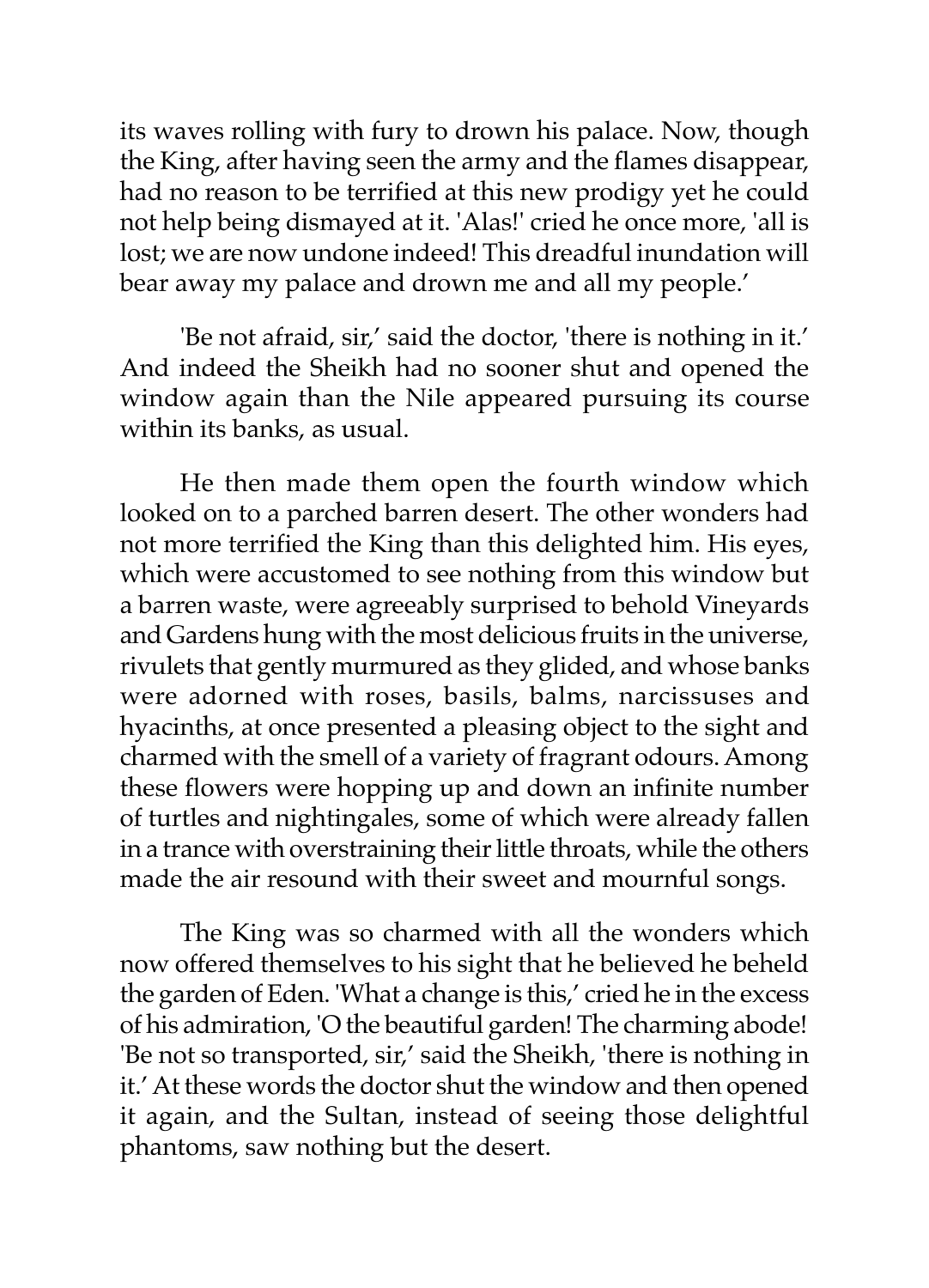its waves rolling with fury to drown his palace. Now, though the King, after having seen the army and the flames disappear, had no reason to be terrified at this new prodigy yet he could not help being dismayed at it. 'Alas!' cried he once more, 'all is lost; we are now undone indeed! This dreadful inundation will bear away my palace and drown me and all my people.'

'Be not afraid, sir,' said the doctor, 'there is nothing in it.' And indeed the Sheikh had no sooner shut and opened the window again than the Nile appeared pursuing its course within its banks, as usual.

He then made them open the fourth window which looked on to a parched barren desert. The other wonders had not more terrified the King than this delighted him. His eyes, which were accustomed to see nothing from this window but a barren waste, were agreeably surprised to behold Vineyards and Gardens hung with the most delicious fruits in the universe, rivulets that gently murmured as they glided, and whose banks were adorned with roses, basils, balms, narcissuses and hyacinths, at once presented a pleasing object to the sight and charmed with the smell of a variety of fragrant odours. Among these flowers were hopping up and down an infinite number of turtles and nightingales, some of which were already fallen in a trance with overstraining their little throats, while the others made the air resound with their sweet and mournful songs.

The King was so charmed with all the wonders which now offered themselves to his sight that he believed he beheld the garden of Eden. 'What a change is this,' cried he in the excess of his admiration, 'O the beautiful garden! The charming abode! 'Be not so transported, sir,' said the Sheikh, 'there is nothing in it.' At these words the doctor shut the window and then opened it again, and the Sultan, instead of seeing those delightful phantoms, saw nothing but the desert.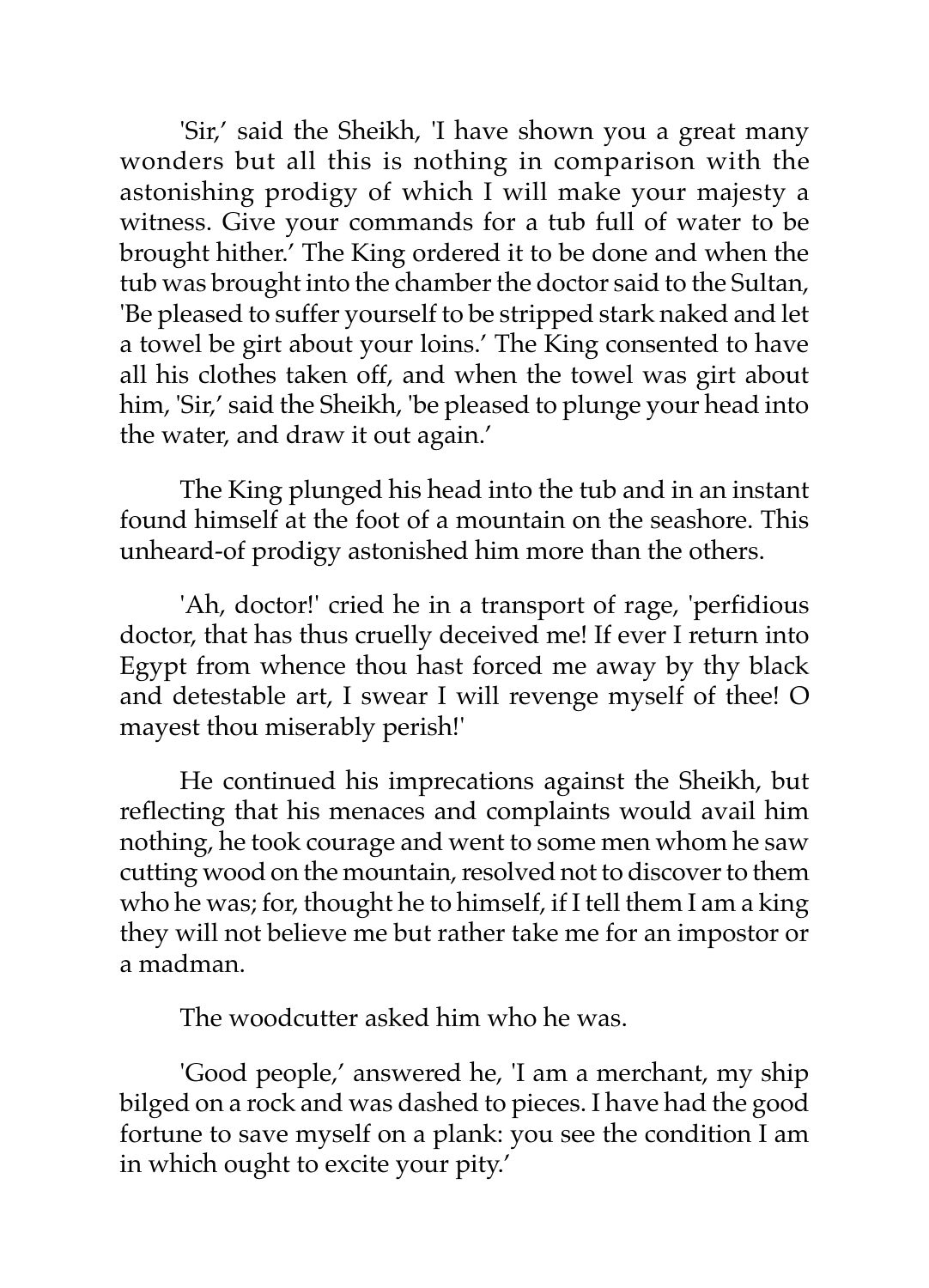'Sir,' said the Sheikh, 'I have shown you a great many wonders but all this is nothing in comparison with the astonishing prodigy of which I will make your majesty a witness. Give your commands for a tub full of water to be brought hither.' The King ordered it to be done and when the tub was brought into the chamber the doctor said to the Sultan, 'Be pleased to suffer yourself to be stripped stark naked and let a towel be girt about your loins.' The King consented to have all his clothes taken off, and when the towel was girt about him, 'Sir,' said the Sheikh, 'be pleased to plunge your head into the water, and draw it out again.'

The King plunged his head into the tub and in an instant found himself at the foot of a mountain on the seashore. This unheard-of prodigy astonished him more than the others.

'Ah, doctor!' cried he in a transport of rage, 'perfidious doctor, that has thus cruelly deceived me! If ever I return into Egypt from whence thou hast forced me away by thy black and detestable art, I swear I will revenge myself of thee! O mayest thou miserably perish!'

He continued his imprecations against the Sheikh, but reflecting that his menaces and complaints would avail him nothing, he took courage and went to some men whom he saw cutting wood on the mountain, resolved not to discover to them who he was; for, thought he to himself, if I tell them I am a king they will not believe me but rather take me for an impostor or a madman.

The woodcutter asked him who he was.

'Good people,' answered he, 'I am a merchant, my ship bilged on a rock and was dashed to pieces. I have had the good fortune to save myself on a plank: you see the condition I am in which ought to excite your pity.'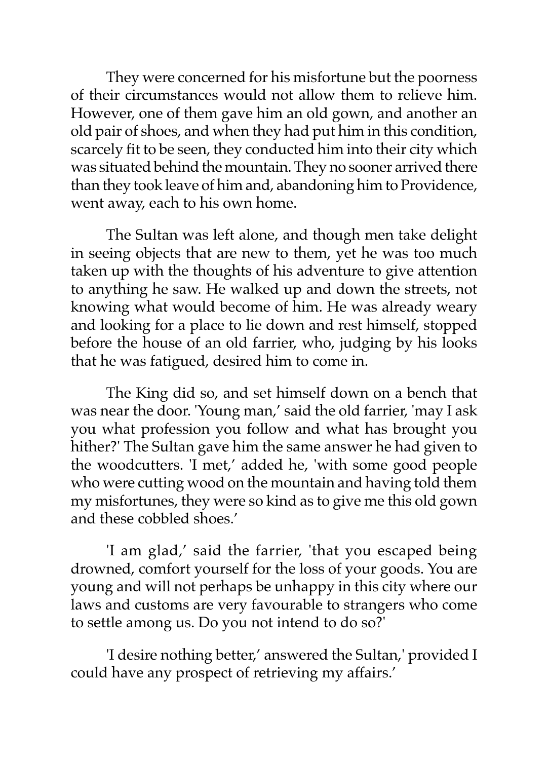They were concerned for his misfortune but the poorness of their circumstances would not allow them to relieve him. However, one of them gave him an old gown, and another an old pair of shoes, and when they had put him in this condition, scarcely fit to be seen, they conducted him into their city which was situated behind the mountain. They no sooner arrived there than they took leave of him and, abandoning him to Providence, went away, each to his own home.

The Sultan was left alone, and though men take delight in seeing objects that are new to them, yet he was too much taken up with the thoughts of his adventure to give attention to anything he saw. He walked up and down the streets, not knowing what would become of him. He was already weary and looking for a place to lie down and rest himself, stopped before the house of an old farrier, who, judging by his looks that he was fatigued, desired him to come in.

The King did so, and set himself down on a bench that was near the door. 'Young man,' said the old farrier, 'may I ask you what profession you follow and what has brought you hither?' The Sultan gave him the same answer he had given to the woodcutters. 'I met,' added he, 'with some good people who were cutting wood on the mountain and having told them my misfortunes, they were so kind as to give me this old gown and these cobbled shoes.'

'I am glad,' said the farrier, 'that you escaped being drowned, comfort yourself for the loss of your goods. You are young and will not perhaps be unhappy in this city where our laws and customs are very favourable to strangers who come to settle among us. Do you not intend to do so?'

'I desire nothing better,' answered the Sultan,' provided I could have any prospect of retrieving my affairs.'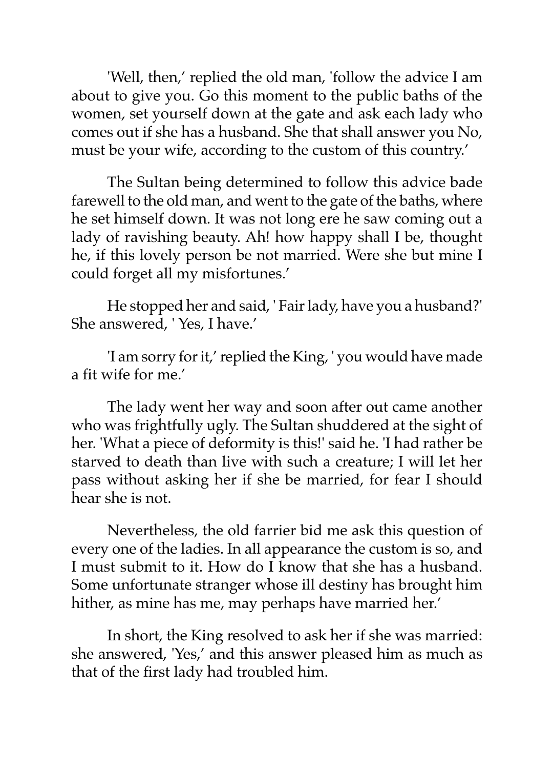'Well, then,' replied the old man, 'follow the advice I am about to give you. Go this moment to the public baths of the women, set yourself down at the gate and ask each lady who comes out if she has a husband. She that shall answer you No, must be your wife, according to the custom of this country.'

The Sultan being determined to follow this advice bade farewell to the old man, and went to the gate of the baths, where he set himself down. It was not long ere he saw coming out a lady of ravishing beauty. Ah! how happy shall I be, thought he, if this lovely person be not married. Were she but mine I could forget all my misfortunes.'

He stopped her and said, ' Fair lady, have you a husband?' She answered, ' Yes, I have.'

'I am sorry for it,' replied the King, ' you would have made a fit wife for me.'

The lady went her way and soon after out came another who was frightfully ugly. The Sultan shuddered at the sight of her. 'What a piece of deformity is this!' said he. 'I had rather be starved to death than live with such a creature; I will let her pass without asking her if she be married, for fear I should hear she is not.

Nevertheless, the old farrier bid me ask this question of every one of the ladies. In all appearance the custom is so, and I must submit to it. How do I know that she has a husband. Some unfortunate stranger whose ill destiny has brought him hither, as mine has me, may perhaps have married her.'

In short, the King resolved to ask her if she was married: she answered, 'Yes,' and this answer pleased him as much as that of the first lady had troubled him.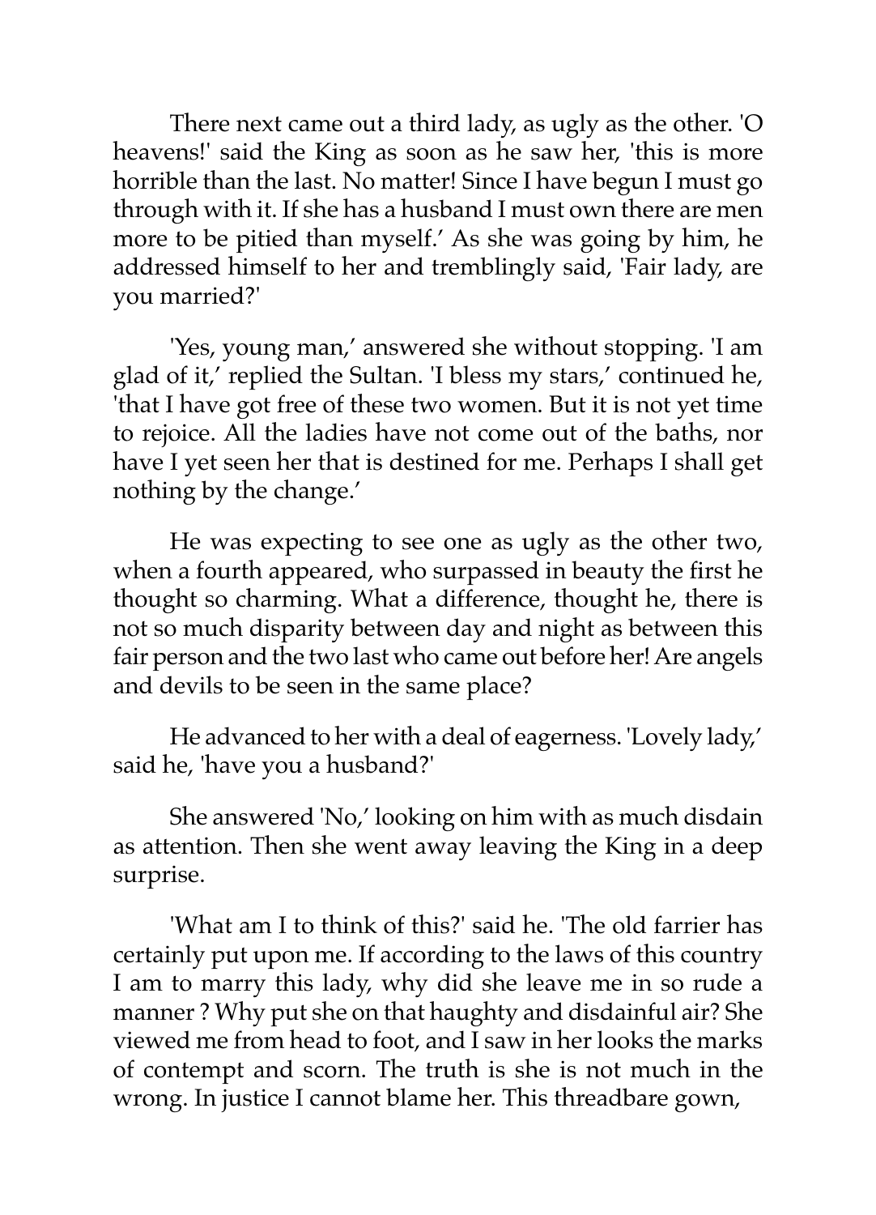There next came out a third lady, as ugly as the other. 'O heavens!' said the King as soon as he saw her, 'this is more horrible than the last. No matter! Since I have begun I must go through with it. If she has a husband I must own there are men more to be pitied than myself.' As she was going by him, he addressed himself to her and tremblingly said, 'Fair lady, are you married?'

'Yes, young man,' answered she without stopping. 'I am glad of it,' replied the Sultan. 'I bless my stars,' continued he, 'that I have got free of these two women. But it is not yet time to rejoice. All the ladies have not come out of the baths, nor have I yet seen her that is destined for me. Perhaps I shall get nothing by the change.'

He was expecting to see one as ugly as the other two, when a fourth appeared, who surpassed in beauty the first he thought so charming. What a difference, thought he, there is not so much disparity between day and night as between this fair person and the two last who came out before her! Are angels and devils to be seen in the same place?

He advanced to her with a deal of eagerness. 'Lovely lady,' said he, 'have you a husband?'

She answered 'No,' looking on him with as much disdain as attention. Then she went away leaving the King in a deep surprise.

'What am I to think of this?' said he. 'The old farrier has certainly put upon me. If according to the laws of this country I am to marry this lady, why did she leave me in so rude a manner ? Why put she on that haughty and disdainful air? She viewed me from head to foot, and I saw in her looks the marks of contempt and scorn. The truth is she is not much in the wrong. In justice I cannot blame her. This threadbare gown,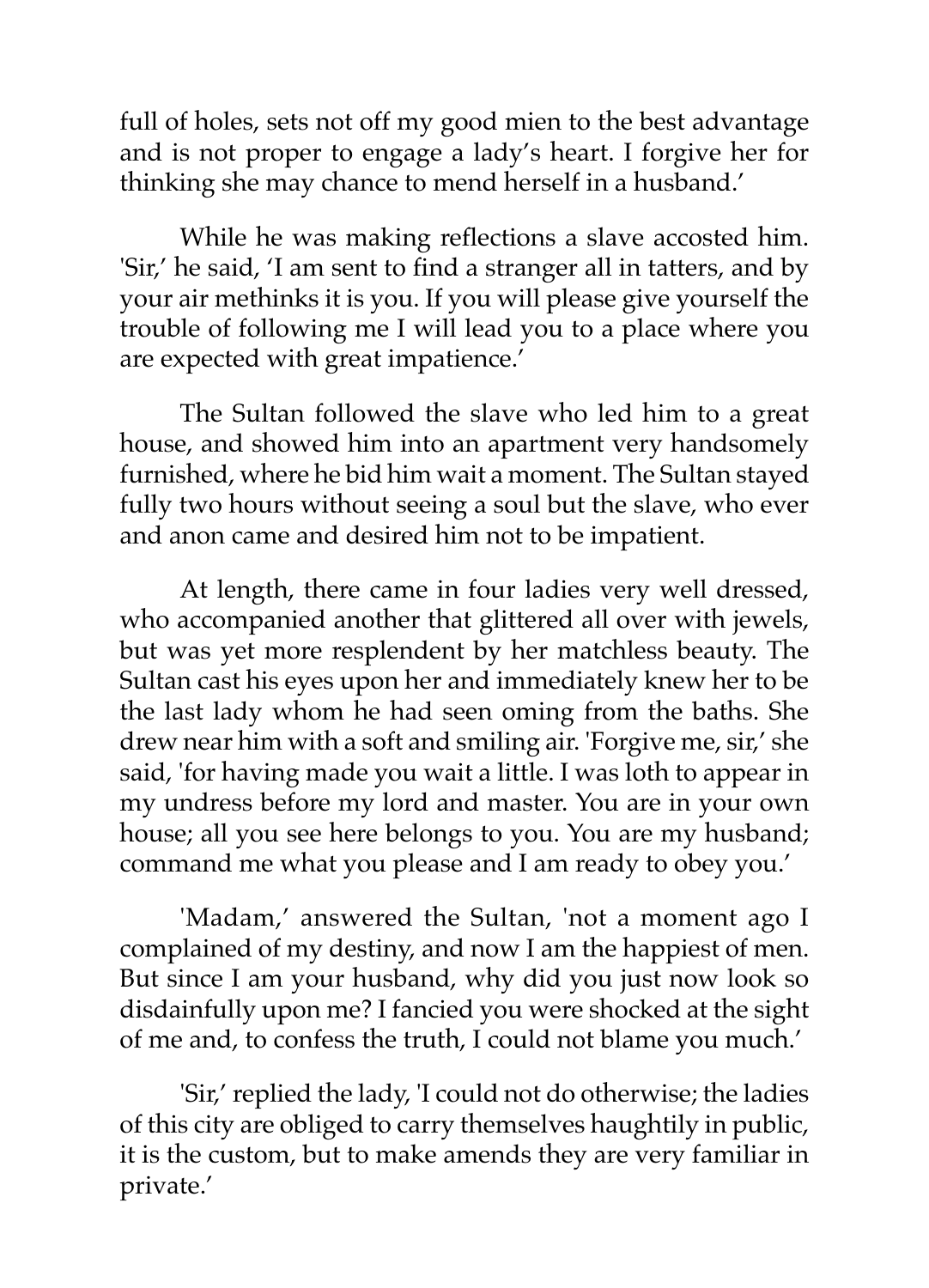full of holes, sets not off my good mien to the best advantage and is not proper to engage a lady's heart. I forgive her for thinking she may chance to mend herself in a husband.'

While he was making reflections a slave accosted him. 'Sir,' he said, 'I am sent to find a stranger all in tatters, and by your air methinks it is you. If you will please give yourself the trouble of following me I will lead you to a place where you are expected with great impatience.'

The Sultan followed the slave who led him to a great house, and showed him into an apartment very handsomely furnished, where he bid him wait a moment. The Sultan stayed fully two hours without seeing a soul but the slave, who ever and anon came and desired him not to be impatient.

At length, there came in four ladies very well dressed, who accompanied another that glittered all over with jewels, but was yet more resplendent by her matchless beauty. The Sultan cast his eyes upon her and immediately knew her to be the last lady whom he had seen oming from the baths. She drew near him with a soft and smiling air. 'Forgive me, sir,' she said, 'for having made you wait a little. I was loth to appear in my undress before my lord and master. You are in your own house; all you see here belongs to you. You are my husband; command me what you please and I am ready to obey you.'

'Madam,' answered the Sultan, 'not a moment ago I complained of my destiny, and now I am the happiest of men. But since I am your husband, why did you just now look so disdainfully upon me? I fancied you were shocked at the sight of me and, to confess the truth, I could not blame you much.'

'Sir,' replied the lady, 'I could not do otherwise; the ladies of this city are obliged to carry themselves haughtily in public, it is the custom, but to make amends they are very familiar in private.'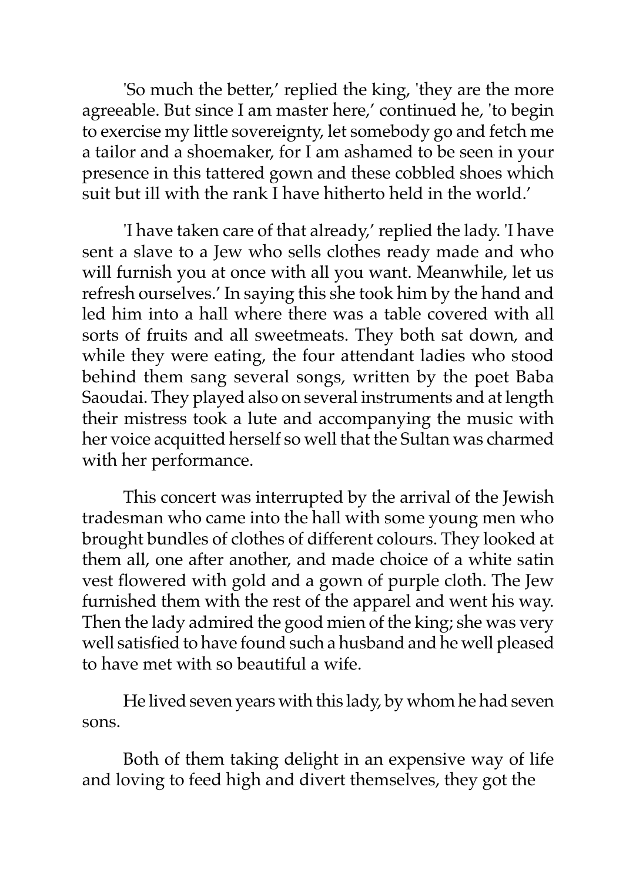'So much the better,' replied the king, 'they are the more agreeable. But since I am master here,' continued he, 'to begin to exercise my little sovereignty, let somebody go and fetch me a tailor and a shoemaker, for I am ashamed to be seen in your presence in this tattered gown and these cobbled shoes which suit but ill with the rank I have hitherto held in the world.'

'I have taken care of that already,' replied the lady. 'I have sent a slave to a Jew who sells clothes ready made and who will furnish you at once with all you want. Meanwhile, let us refresh ourselves.' In saying this she took him by the hand and led him into a hall where there was a table covered with all sorts of fruits and all sweetmeats. They both sat down, and while they were eating, the four attendant ladies who stood behind them sang several songs, written by the poet Baba Saoudai. They played also on several instruments and at length their mistress took a lute and accompanying the music with her voice acquitted herself so well that the Sultan was charmed with her performance.

This concert was interrupted by the arrival of the Jewish tradesman who came into the hall with some young men who brought bundles of clothes of different colours. They looked at them all, one after another, and made choice of a white satin vest flowered with gold and a gown of purple cloth. The Jew furnished them with the rest of the apparel and went his way. Then the lady admired the good mien of the king; she was very well satisfied to have found such a husband and he well pleased to have met with so beautiful a wife.

He lived seven years with this lady, by whom he had seven sons.

Both of them taking delight in an expensive way of life and loving to feed high and divert themselves, they got the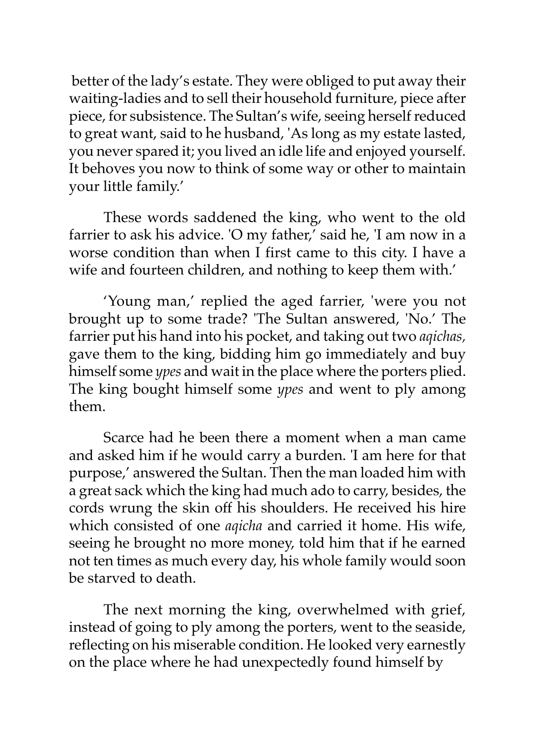better of the lady's estate. They were obliged to put away their waiting-ladies and to sell their household furniture, piece after piece, for subsistence. The Sultan's wife, seeing herself reduced to great want, said to he husband, 'As long as my estate lasted, you never spared it; you lived an idle life and enjoyed yourself. It behoves you now to think of some way or other to maintain your little family.'

These words saddened the king, who went to the old farrier to ask his advice. 'O my father,' said he, 'I am now in a worse condition than when I first came to this city. I have a wife and fourteen children, and nothing to keep them with.'

'Young man,' replied the aged farrier, 'were you not brought up to some trade? 'The Sultan answered, 'No.' The farrier put his hand into his pocket, and taking out two *aqichas*, gave them to the king, bidding him go immediately and buy himself some *ypes* and wait in the place where the porters plied. The king bought himself some *ypes* and went to ply among them.

Scarce had he been there a moment when a man came and asked him if he would carry a burden. 'I am here for that purpose,' answered the Sultan. Then the man loaded him with a great sack which the king had much ado to carry, besides, the cords wrung the skin off his shoulders. He received his hire which consisted of one *aqicha* and carried it home. His wife, seeing he brought no more money, told him that if he earned not ten times as much every day, his whole family would soon be starved to death.

The next morning the king, overwhelmed with grief, instead of going to ply among the porters, went to the seaside, reflecting on his miserable condition. He looked very earnestly on the place where he had unexpectedly found himself by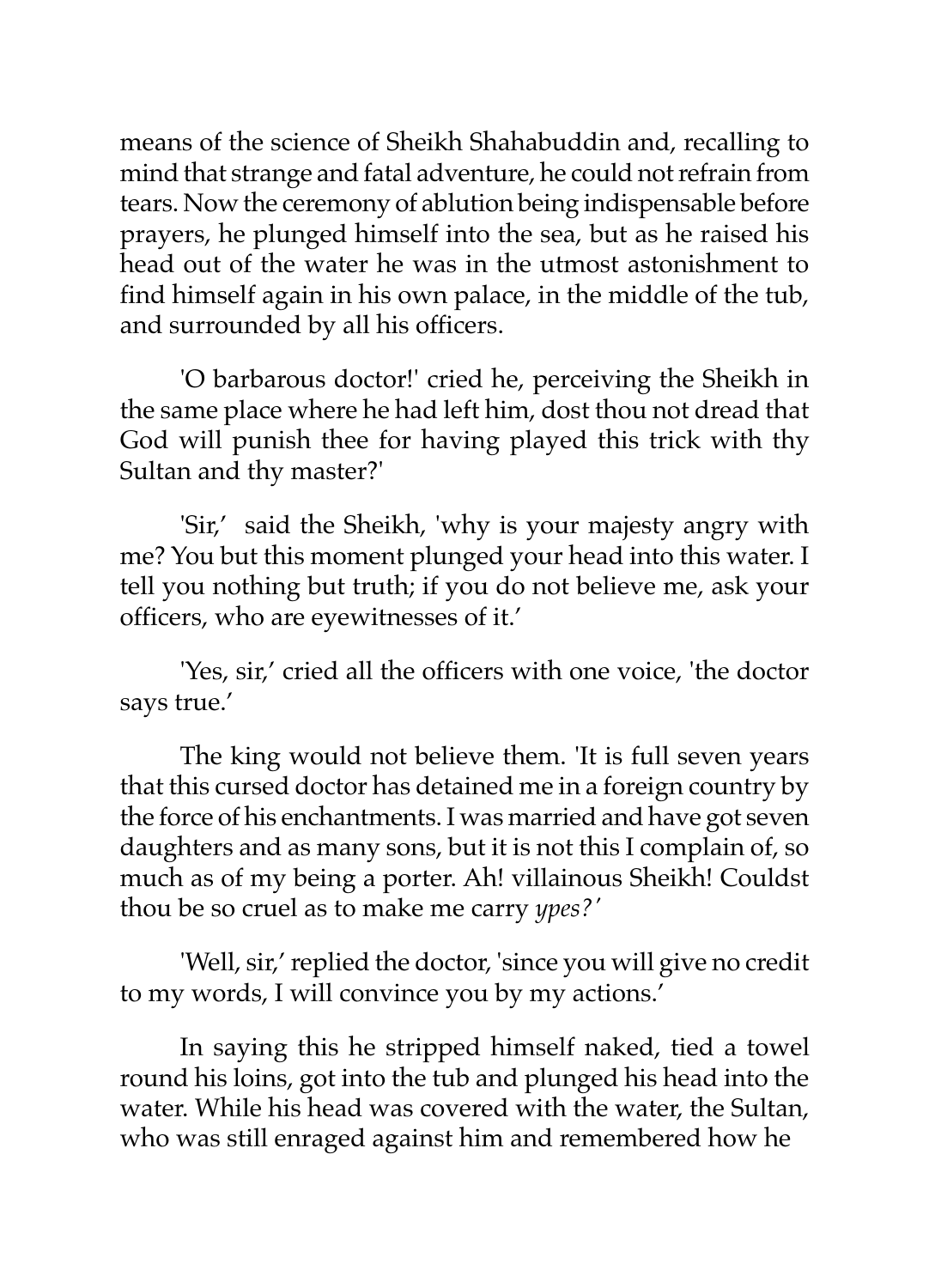means of the science of Sheikh Shahabuddin and, recalling to mind that strange and fatal adventure, he could not refrain from tears. Now the ceremony of ablution being indispensable before prayers, he plunged himself into the sea, but as he raised his head out of the water he was in the utmost astonishment to find himself again in his own palace, in the middle of the tub, and surrounded by all his officers.

'O barbarous doctor!' cried he, perceiving the Sheikh in the same place where he had left him, dost thou not dread that God will punish thee for having played this trick with thy Sultan and thy master?'

'Sir,' said the Sheikh, 'why is your majesty angry with me? You but this moment plunged your head into this water. I tell you nothing but truth; if you do not believe me, ask your officers, who are eyewitnesses of it.'

'Yes, sir,' cried all the officers with one voice, 'the doctor says true.'

The king would not believe them. 'It is full seven years that this cursed doctor has detained me in a foreign country by the force of his enchantments. I was married and have got seven daughters and as many sons, but it is not this I complain of, so much as of my being a porter. Ah! villainous Sheikh! Couldst thou be so cruel as to make me carry *ypes?'*

'Well, sir,' replied the doctor, 'since you will give no credit to my words, I will convince you by my actions.'

In saying this he stripped himself naked, tied a towel round his loins, got into the tub and plunged his head into the water. While his head was covered with the water, the Sultan, who was still enraged against him and remembered how he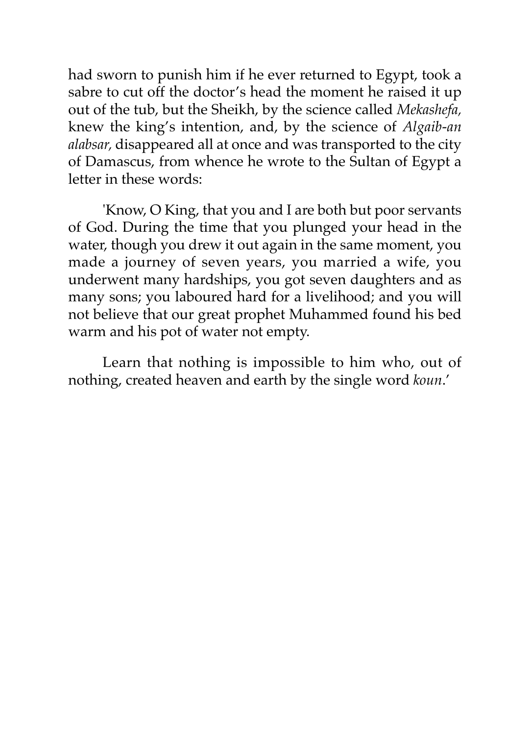had sworn to punish him if he ever returned to Egypt, took a sabre to cut off the doctor's head the moment he raised it up out of the tub, but the Sheikh, by the science called *Mekashefa,* knew the king's intention, and, by the science of *Algaib-an alabsar,* disappeared all at once and was transported to the city of Damascus, from whence he wrote to the Sultan of Egypt a letter in these words:

'Know, O King, that you and I are both but poor servants of God. During the time that you plunged your head in the water, though you drew it out again in the same moment, you made a journey of seven years, you married a wife, you underwent many hardships, you got seven daughters and as many sons; you laboured hard for a livelihood; and you will not believe that our great prophet Muhammed found his bed warm and his pot of water not empty.

Learn that nothing is impossible to him who, out of nothing, created heaven and earth by the single word *koun*.'